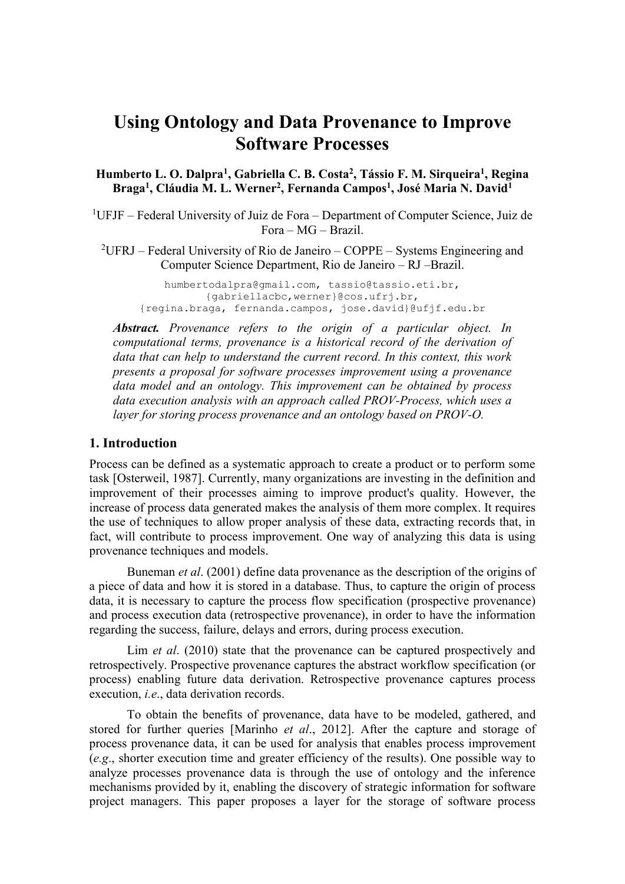# Using Ontology and Data Provenance to Improve Software Processes

**Humberto L. O. Dalpra[1], Gabriella C. B. Costa[2], Tássio F. M. Sirqueira[1], Regina Braga[1], Cláudia M. L. Werner[2], Fernanda Campos[1], José Maria N. David[1]**

[1]UFJF – Federal University of Juiz de Fora – Department of Computer Science, Juiz de Fora – MG – Brazil.

[2]UFRJ – Federal University of Rio de Janeiro – COPPE – Systems Engineering and Computer Science Department, Rio de Janeiro – RJ –Brazil.

humbertodalpra@gmail.com, tassio@tassio.eti.br, {gabriellacbc,werner}@cos.ufrj.br, {regina.braga, fernanda.campos, jose.david}@ufjf.edu.br

***Abstract.*** *Provenance refers to the origin of a particular object. In computational terms, provenance is a historical record of the derivation of data that can help to understand the current record. In this context, this work presents a proposal for software processes improvement using a provenance data model and an ontology. This improvement can be obtained by process data execution analysis with an approach called PROV-Process, which uses a layer for storing process provenance and an ontology based on PROV-O.*

## 1. Introduction

Process can be defined as a systematic approach to create a product or to perform some task [Osterweil, 1987]. Currently, many organizations are investing in the definition and improvement of their processes aiming to improve product's quality. However, the increase of process data generated makes the analysis of them more complex. It requires the use of techniques to allow proper analysis of these data, extracting records that, in fact, will contribute to process improvement. One way of analyzing this data is using provenance techniques and models.

Buneman *et al*. (2001) define data provenance as the description of the origins of a piece of data and how it is stored in a database. Thus, to capture the origin of process data, it is necessary to capture the process flow specification (prospective provenance) and process execution data (retrospective provenance), in order to have the information regarding the success, failure, delays and errors, during process execution.

Lim *et al*. (2010) state that the provenance can be captured prospectively and retrospectively. Prospective provenance captures the abstract workflow specification (or process) enabling future data derivation. Retrospective provenance captures process execution, *i.e*., data derivation records.

To obtain the benefits of provenance, data have to be modeled, gathered, and stored for further queries [Marinho *et al*., 2012]. After the capture and storage of process provenance data, it can be used for analysis that enables process improvement (*e.g*., shorter execution time and greater efficiency of the results). One possible way to analyze processes provenance data is through the use of ontology and the inference mechanisms provided by it, enabling the discovery of strategic information for software project managers. This paper proposes a layer for the storage of software process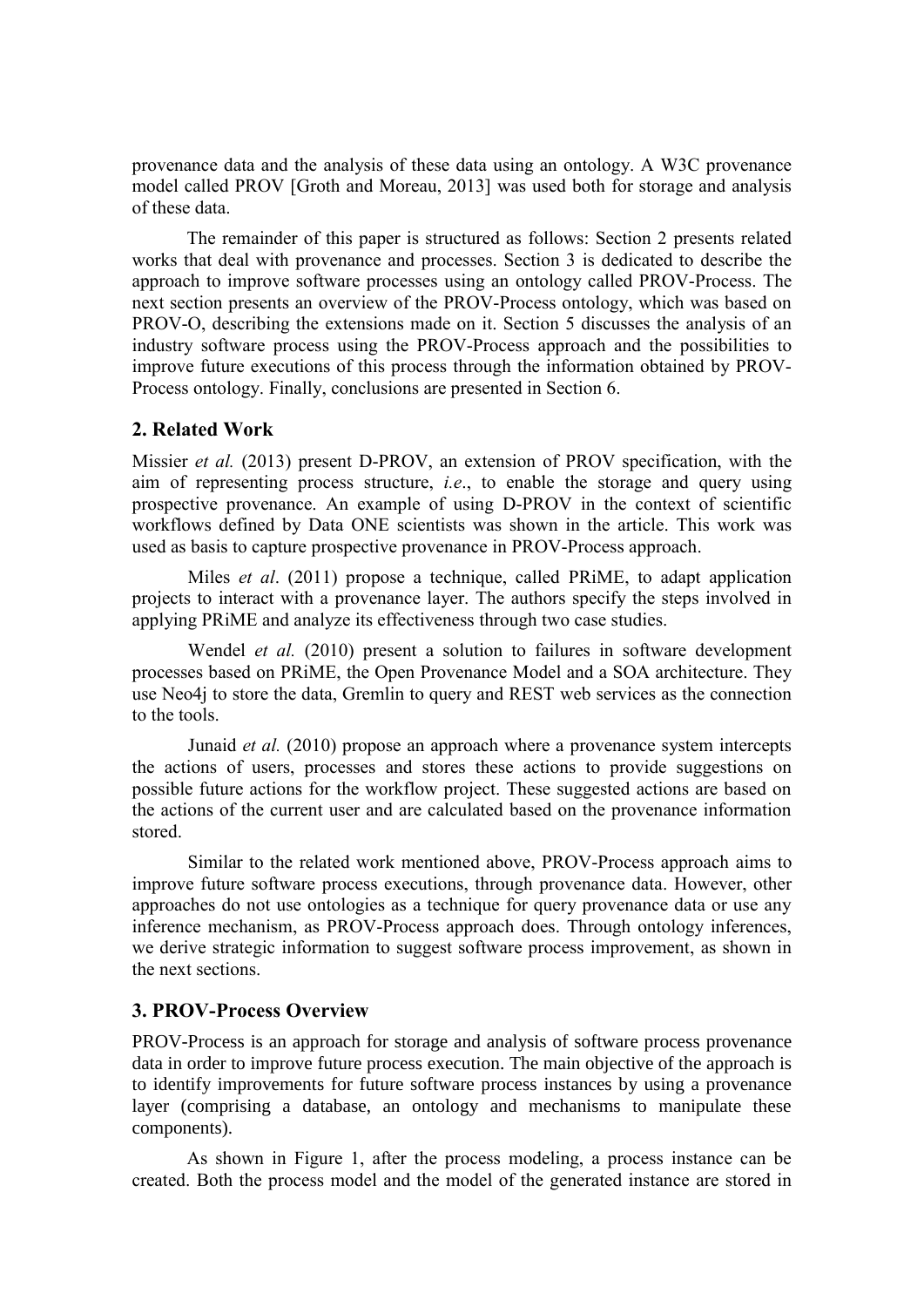provenance data and the analysis of these data using an ontology. A W3C provenance model called PROV [Groth and Moreau, 2013] was used both for storage and analysis of these data.

The remainder of this paper is structured as follows: Section 2 presents related works that deal with provenance and processes. Section 3 is dedicated to describe the approach to improve software processes using an ontology called PROV-Process. The next section presents an overview of the PROV-Process ontology, which was based on PROV-O, describing the extensions made on it. Section 5 discusses the analysis of an industry software process using the PROV-Process approach and the possibilities to improve future executions of this process through the information obtained by PROV-Process ontology. Finally, conclusions are presented in Section 6.

## 2. Related Work

Missier *et al.* (2013) present D-PROV, an extension of PROV specification, with the aim of representing process structure, *i.e*., to enable the storage and query using prospective provenance. An example of using D-PROV in the context of scientific workflows defined by Data ONE scientists was shown in the article. This work was used as basis to capture prospective provenance in PROV-Process approach.

Miles *et al*. (2011) propose a technique, called PRiME, to adapt application projects to interact with a provenance layer. The authors specify the steps involved in applying PRiME and analyze its effectiveness through two case studies.

Wendel *et al.* (2010) present a solution to failures in software development processes based on PRiME, the Open Provenance Model and a SOA architecture. They use Neo4j to store the data, Gremlin to query and REST web services as the connection to the tools.

Junaid *et al.* (2010) propose an approach where a provenance system intercepts the actions of users, processes and stores these actions to provide suggestions on possible future actions for the workflow project. These suggested actions are based on the actions of the current user and are calculated based on the provenance information stored.

Similar to the related work mentioned above, PROV-Process approach aims to improve future software process executions, through provenance data. However, other approaches do not use ontologies as a technique for query provenance data or use any inference mechanism, as PROV-Process approach does. Through ontology inferences, we derive strategic information to suggest software process improvement, as shown in the next sections.

## 3. PROV-Process Overview

PROV-Process is an approach for storage and analysis of software process provenance data in order to improve future process execution. The main objective of the approach is to identify improvements for future software process instances by using a provenance layer (comprising a database, an ontology and mechanisms to manipulate these components).

As shown in Figure 1, after the process modeling, a process instance can be created. Both the process model and the model of the generated instance are stored in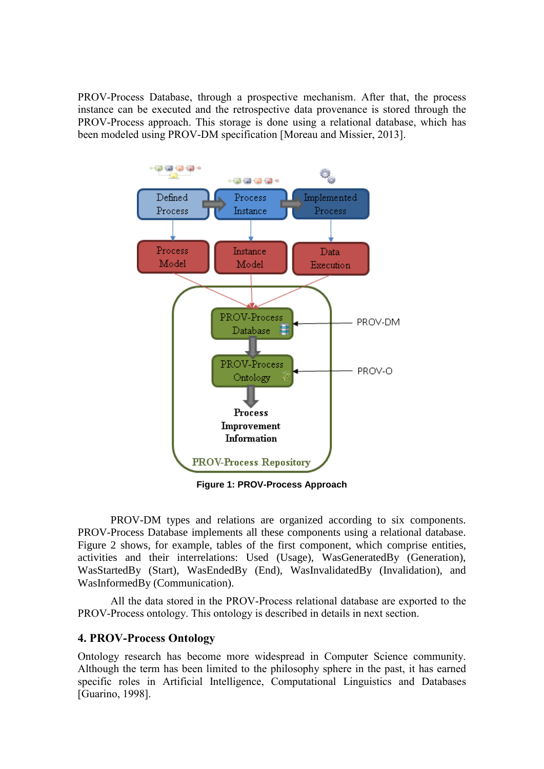PROV-Process Database, through a prospective mechanism. After that, the process instance can be executed and the retrospective data provenance is stored through the PROV-Process approach. This storage is done using a relational database, which has been modeled using PROV-DM specification [Moreau and Missier, 2013].

**Figure 1: PROV-Process Approach**

PROV-DM types and relations are organized according to six components. PROV-Process Database implements all these components using a relational database. Figure 2 shows, for example, tables of the first component, which comprise entities, activities and their interrelations: Used (Usage), WasGeneratedBy (Generation), WasStartedBy (Start), WasEndedBy (End), WasInvalidatedBy (Invalidation), and WasInformedBy (Communication).

All the data stored in the PROV-Process relational database are exported to the PROV-Process ontology. This ontology is described in details in next section.

## 4. PROV-Process Ontology

Ontology research has become more widespread in Computer Science community. Although the term has been limited to the philosophy sphere in the past, it has earned specific roles in Artificial Intelligence, Computational Linguistics and Databases [Guarino, 1998].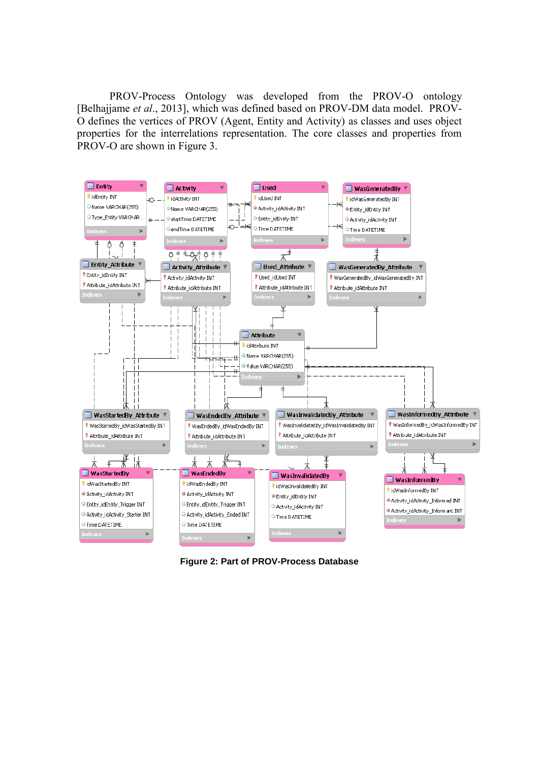PROV-Process Ontology was developed from the PROV-O ontology [Belhajjame *et al*., 2013], which was defined based on PROV-DM data model. PROV-O defines the vertices of PROV (Agent, Entity and Activity) as classes and uses object properties for the interrelations representation. The core classes and properties from PROV-O are shown in Figure 3.

**Figure 2: Part of PROV-Process Database**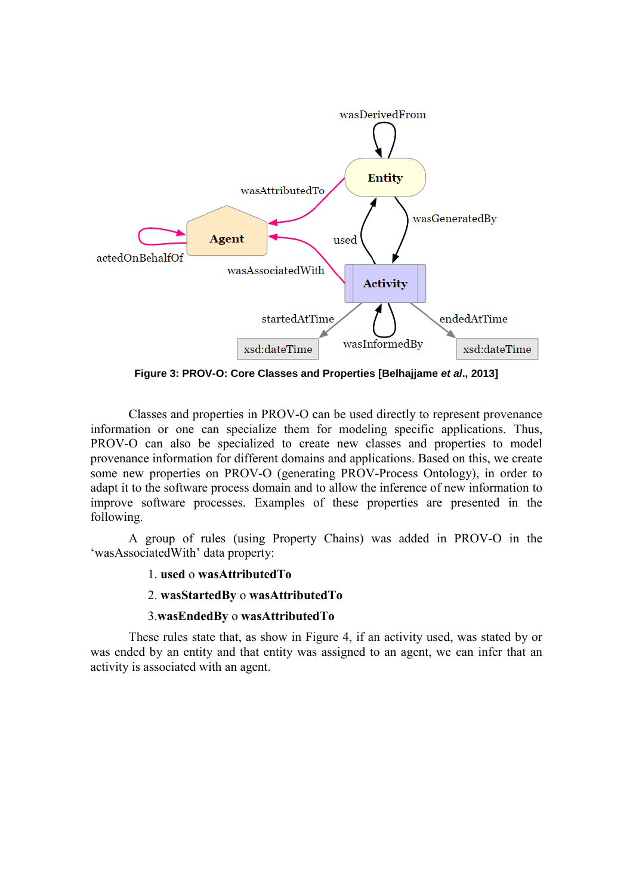Figure 3: PROV-O: Core Classes and Properties [Belhajjame *et al.*, 2013]

Classes and properties in PROV-O can be used directly to represent provenance information or one can specialize them for modeling specific applications. Thus, PROV-O can also be specialized to create new classes and properties to model provenance information for different domains and applications. Based on this, we create some new properties on PROV-O (generating PROV-Process Ontology), in order to adapt it to the software process domain and to allow the inference of new information to improve software processes. Examples of these properties are presented in the following.

A group of rules (using Property Chains) was added in PROV-O in the ‘wasAssociatedWith’ data property:

1. **used** o **wasAttributedTo**
2. **wasStartedBy** o **wasAttributedTo**
3. **wasEndedBy** o **wasAttributedTo**

These rules state that, as show in Figure 4, if an activity used, was stated by or was ended by an entity and that entity was assigned to an agent, we can infer that an activity is associated with an agent.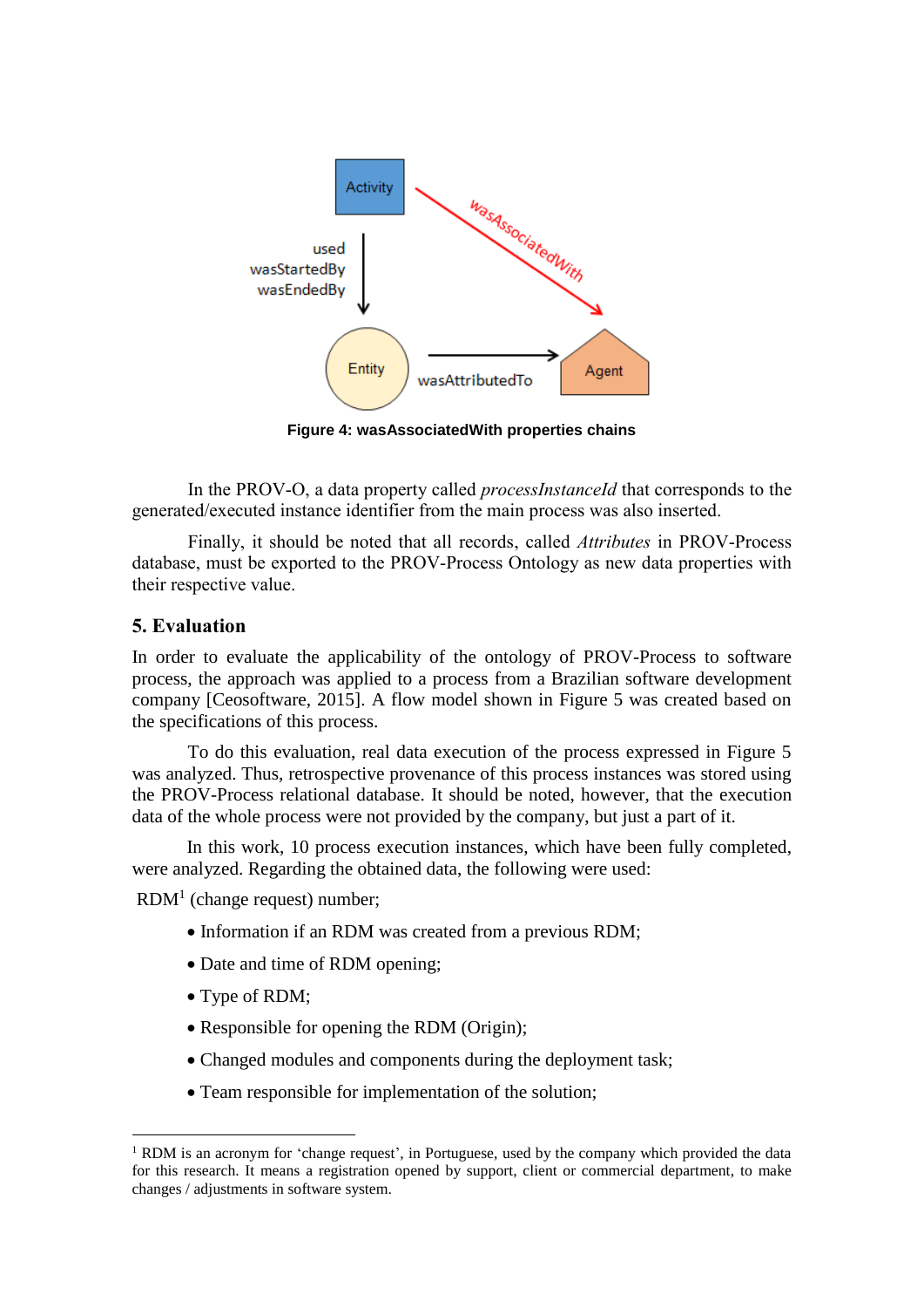**Figure 4: wasAssociatedWith properties chains**

In the PROV-O, a data property called *processInstanceId* that corresponds to the generated/executed instance identifier from the main process was also inserted.

Finally, it should be noted that all records, called *Attributes* in PROV-Process database, must be exported to the PROV-Process Ontology as new data properties with their respective value.

## 5. Evaluation

In order to evaluate the applicability of the ontology of PROV-Process to software process, the approach was applied to a process from a Brazilian software development company [Ceosoftware, 2015]. A flow model shown in Figure 5 was created based on the specifications of this process.

To do this evaluation, real data execution of the process expressed in Figure 5 was analyzed. Thus, retrospective provenance of this process instances was stored using the PROV-Process relational database. It should be noted, however, that the execution data of the whole process were not provided by the company, but just a part of it.

In this work, 10 process execution instances, which have been fully completed, were analyzed. Regarding the obtained data, the following were used:

RDM[1] (change request) number;

- Information if an RDM was created from a previous RDM;
- Date and time of RDM opening;
- Type of RDM;
- Responsible for opening the RDM (Origin);
- Changed modules and components during the deployment task;
- Team responsible for implementation of the solution;

[1] RDM is an acronym for 'change request', in Portuguese, used by the company which provided the data for this research. It means a registration opened by support, client or commercial department, to make changes / adjustments in software system.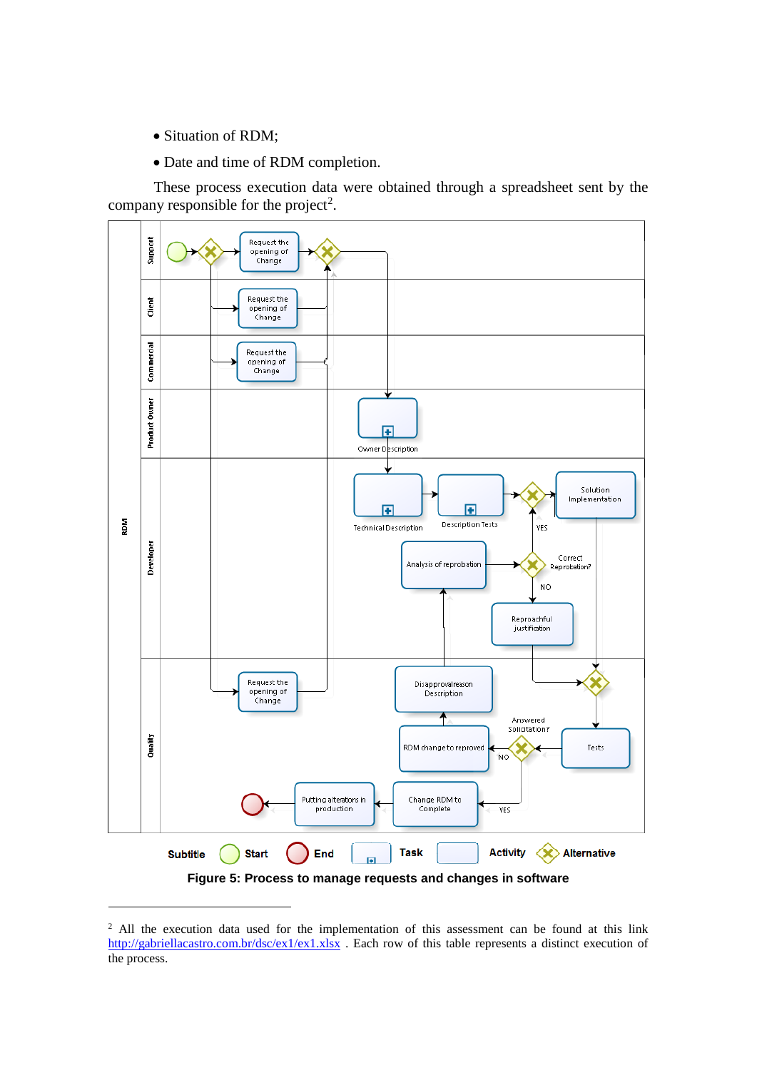- Situation of RDM;
- Date and time of RDM completion.

These process execution data were obtained through a spreadsheet sent by the company responsible for the project[2].

**Figure 5: Process to manage requests and changes in software**

[2] All the execution data used for the implementation of this assessment can be found at this link http://gabriellacastro.com.br/dsc/ex1/ex1.xlsx . Each row of this table represents a distinct execution of the process.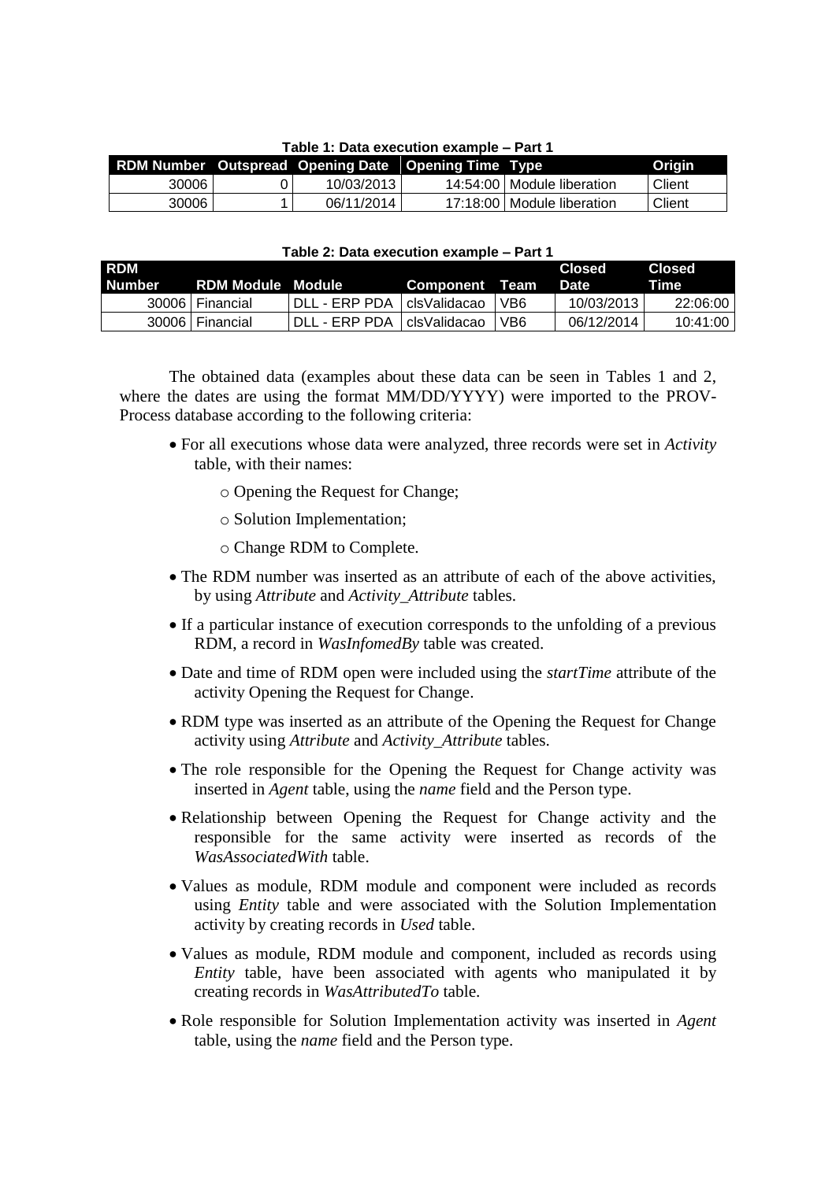**Table 1: Data execution example – Part 1**

| RDM Number | Outspread | Opening Date | Opening Time | Type | Origin |
|---|---|---|---|---|---|
| 30006 | 0 | 10/03/2013 | 14:54:00 | Module liberation | Client |
| 30006 | 1 | 06/11/2014 | 17:18:00 | Module liberation | Client |

**Table 2: Data execution example – Part 1**

| RDM Number | RDM Module | Module | Component | Team | Closed Date | Closed Time |
|---|---|---|---|---|---|---|
| 30006 | Financial | DLL - ERP PDA | clsValidacao | VB6 | 10/03/2013 | 22:06:00 |
| 30006 | Financial | DLL - ERP PDA | clsValidacao | VB6 | 06/12/2014 | 10:41:00 |

The obtained data (examples about these data can be seen in Tables 1 and 2, where the dates are using the format MM/DD/YYYY) were imported to the PROV-Process database according to the following criteria:

- For all executions whose data were analyzed, three records were set in *Activity* table, with their names:
  - Opening the Request for Change;
  - Solution Implementation;
  - Change RDM to Complete.
- The RDM number was inserted as an attribute of each of the above activities, by using *Attribute* and *Activity_Attribute* tables.
- If a particular instance of execution corresponds to the unfolding of a previous RDM, a record in *WasInfomedBy* table was created.
- Date and time of RDM open were included using the *startTime* attribute of the activity Opening the Request for Change.
- RDM type was inserted as an attribute of the Opening the Request for Change activity using *Attribute* and *Activity_Attribute* tables.
- The role responsible for the Opening the Request for Change activity was inserted in *Agent* table, using the *name* field and the Person type.
- Relationship between Opening the Request for Change activity and the responsible for the same activity were inserted as records of the *WasAssociatedWith* table.
- Values as module, RDM module and component were included as records using *Entity* table and were associated with the Solution Implementation activity by creating records in *Used* table.
- Values as module, RDM module and component, included as records using *Entity* table, have been associated with agents who manipulated it by creating records in *WasAttributedTo* table.
- Role responsible for Solution Implementation activity was inserted in *Agent* table, using the *name* field and the Person type.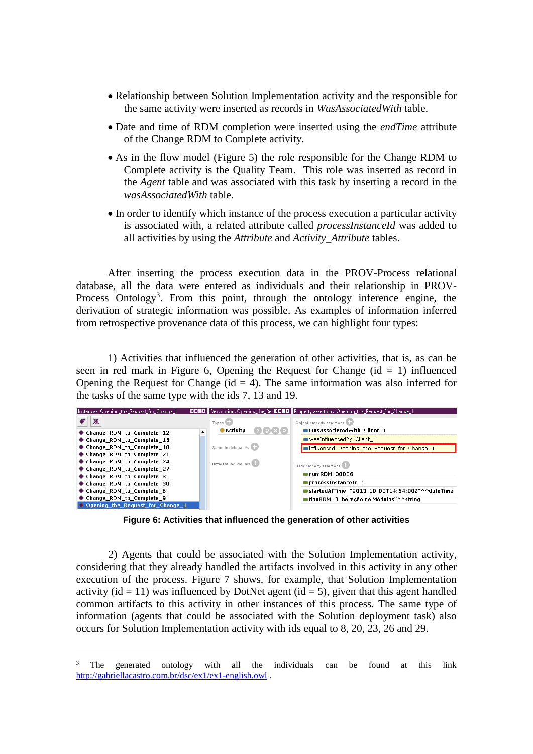- Relationship between Solution Implementation activity and the responsible for the same activity were inserted as records in *WasAssociatedWith* table.
- Date and time of RDM completion were inserted using the *endTime* attribute of the Change RDM to Complete activity.
- As in the flow model (Figure 5) the role responsible for the Change RDM to Complete activity is the Quality Team. This role was inserted as record in the *Agent* table and was associated with this task by inserting a record in the *wasAssociatedWith* table.
- In order to identify which instance of the process execution a particular activity is associated with, a related attribute called *processInstanceId* was added to all activities by using the *Attribute* and *Activity_Attribute* tables.

After inserting the process execution data in the PROV-Process relational database, all the data were entered as individuals and their relationship in PROV-Process Ontology[3]. From this point, through the ontology inference engine, the derivation of strategic information was possible. As examples of information inferred from retrospective provenance data of this process, we can highlight four types:

1) Activities that influenced the generation of other activities, that is, as can be seen in red mark in Figure 6, Opening the Request for Change (id = 1) influenced Opening the Request for Change (id = 4). The same information was also inferred for the tasks of the same type with the ids 7, 13 and 19.

**Figure 6: Activities that influenced the generation of other activities**

2) Agents that could be associated with the Solution Implementation activity, considering that they already handled the artifacts involved in this activity in any other execution of the process. Figure 7 shows, for example, that Solution Implementation activity (id = 11) was influenced by DotNet agent (id = 5), given that this agent handled common artifacts to this activity in other instances of this process. The same type of information (agents that could be associated with the Solution deployment task) also occurs for Solution Implementation activity with ids equal to 8, 20, 23, 26 and 29.

---

[3] The generated ontology with all the individuals can be found at this link http://gabriellacastro.com.br/dsc/ex1/ex1-english.owl .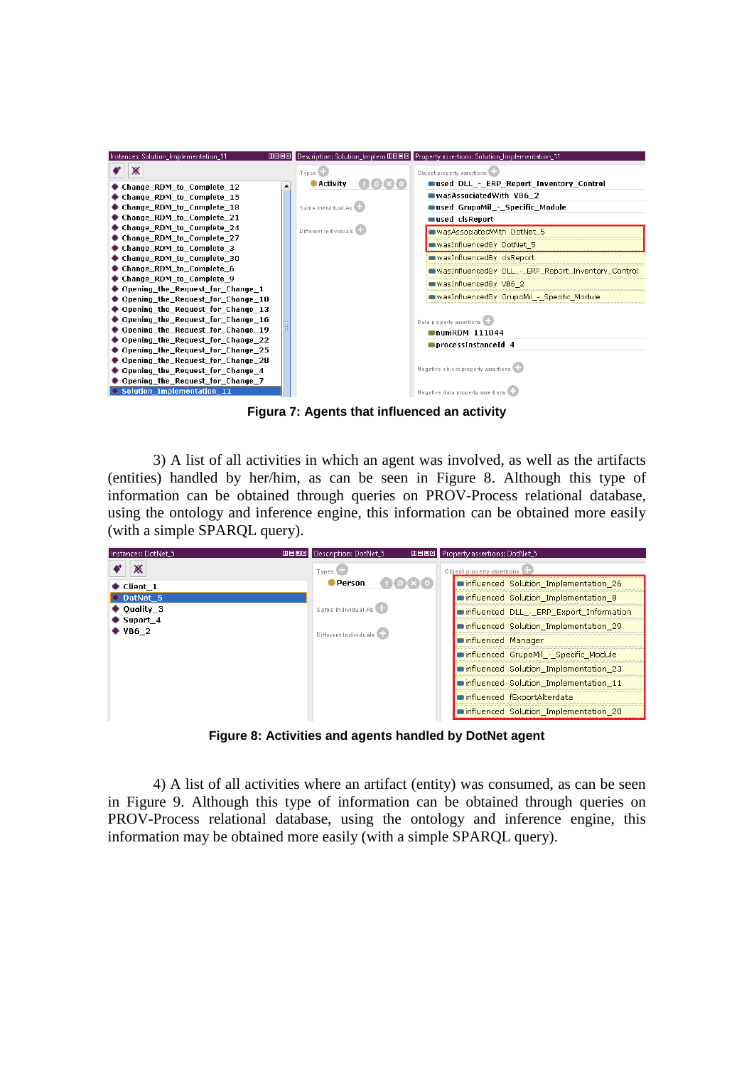**Figura 7: Agents that influenced an activity**

3) A list of all activities in which an agent was involved, as well as the artifacts (entities) handled by her/him, as can be seen in Figure 8. Although this type of information can be obtained through queries on PROV-Process relational database, using the ontology and inference engine, this information can be obtained more easily (with a simple SPARQL query).

**Figure 8: Activities and agents handled by DotNet agent**

4) A list of all activities where an artifact (entity) was consumed, as can be seen in Figure 9. Although this type of information can be obtained through queries on PROV-Process relational database, using the ontology and inference engine, this information may be obtained more easily (with a simple SPARQL query).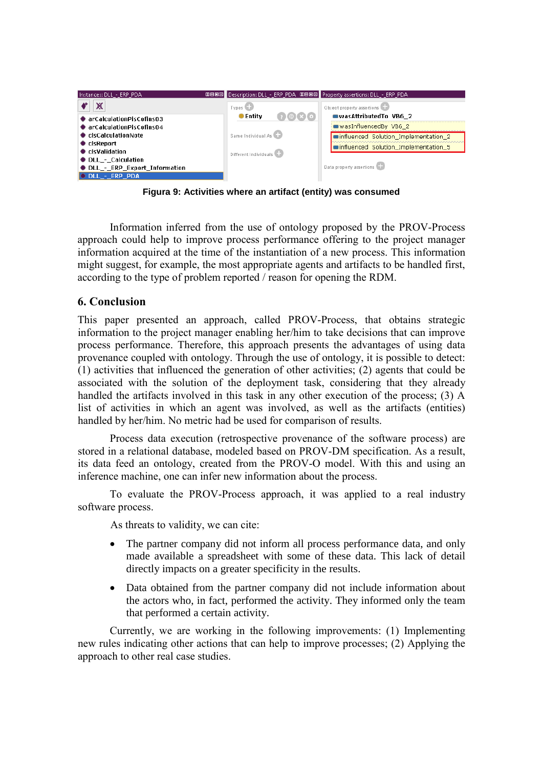Figura 9: Activities where an artifact (entity) was consumed

Information inferred from the use of ontology proposed by the PROV-Process approach could help to improve process performance offering to the project manager information acquired at the time of the instantiation of a new process. This information might suggest, for example, the most appropriate agents and artifacts to be handled first, according to the type of problem reported / reason for opening the RDM.

## 6. Conclusion

This paper presented an approach, called PROV-Process, that obtains strategic information to the project manager enabling her/him to take decisions that can improve process performance. Therefore, this approach presents the advantages of using data provenance coupled with ontology. Through the use of ontology, it is possible to detect: (1) activities that influenced the generation of other activities; (2) agents that could be associated with the solution of the deployment task, considering that they already handled the artifacts involved in this task in any other execution of the process; (3) A list of activities in which an agent was involved, as well as the artifacts (entities) handled by her/him. No metric had be used for comparison of results.

Process data execution (retrospective provenance of the software process) are stored in a relational database, modeled based on PROV-DM specification. As a result, its data feed an ontology, created from the PROV-O model. With this and using an inference machine, one can infer new information about the process.

To evaluate the PROV-Process approach, it was applied to a real industry software process.

As threats to validity, we can cite:

- The partner company did not inform all process performance data, and only made available a spreadsheet with some of these data. This lack of detail directly impacts on a greater specificity in the results.
- Data obtained from the partner company did not include information about the actors who, in fact, performed the activity. They informed only the team that performed a certain activity.

Currently, we are working in the following improvements: (1) Implementing new rules indicating other actions that can help to improve processes; (2) Applying the approach to other real case studies.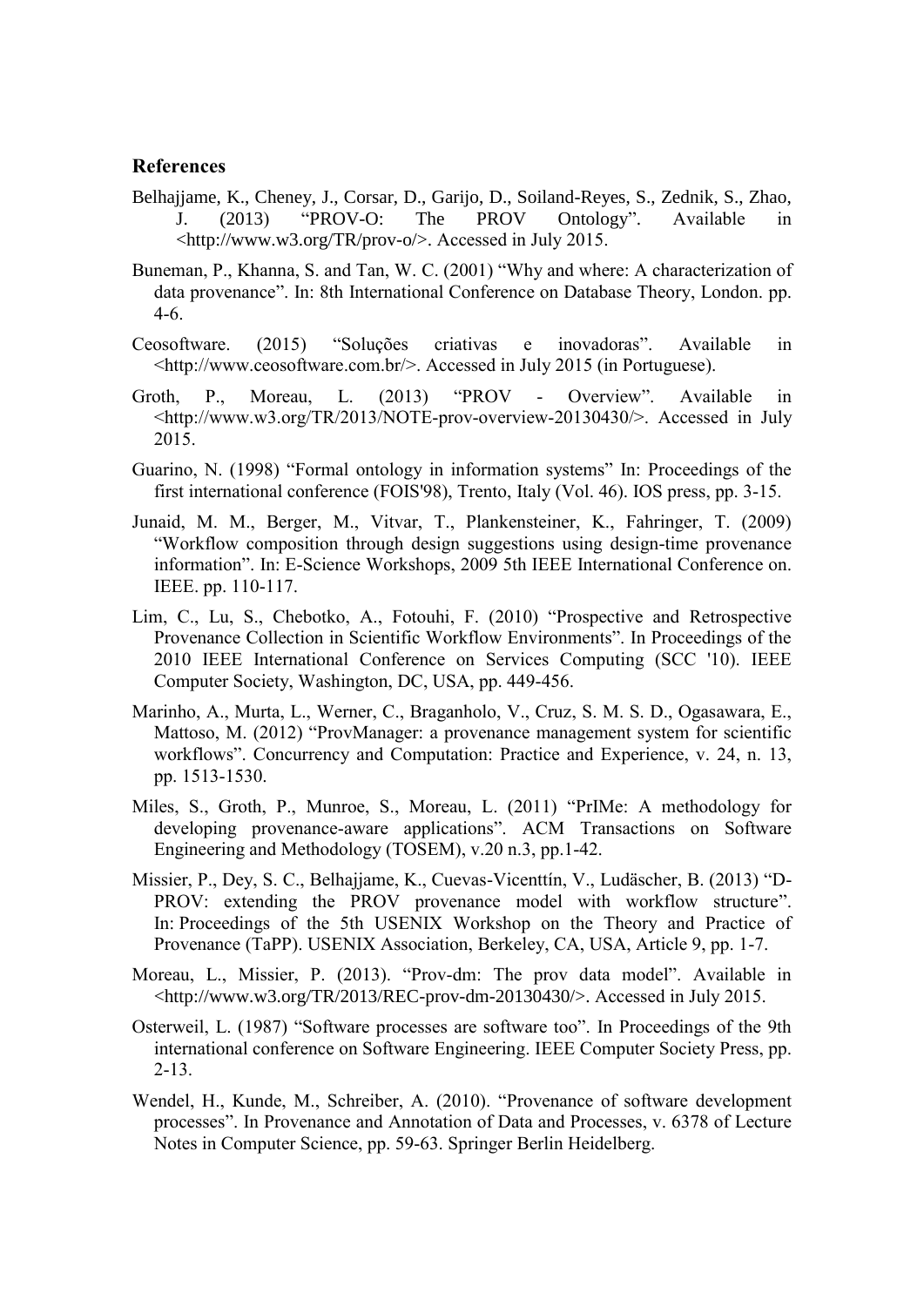## References

Belhajjame, K., Cheney, J., Corsar, D., Garijo, D., Soiland-Reyes, S., Zednik, S., Zhao, J. (2013) "PROV-O: The PROV Ontology". Available in <http://www.w3.org/TR/prov-o/>. Accessed in July 2015.

Buneman, P., Khanna, S. and Tan, W. C. (2001) "Why and where: A characterization of data provenance". In: 8th International Conference on Database Theory, London. pp. 4-6.

Ceosoftware. (2015) "Soluções criativas e inovadoras". Available in <http://www.ceosoftware.com.br/>. Accessed in July 2015 (in Portuguese).

Groth, P., Moreau, L. (2013) "PROV - Overview". Available in <http://www.w3.org/TR/2013/NOTE-prov-overview-20130430/>. Accessed in July 2015.

Guarino, N. (1998) "Formal ontology in information systems" In: Proceedings of the first international conference (FOIS'98), Trento, Italy (Vol. 46). IOS press, pp. 3-15.

Junaid, M. M., Berger, M., Vitvar, T., Plankensteiner, K., Fahringer, T. (2009) "Workflow composition through design suggestions using design-time provenance information". In: E-Science Workshops, 2009 5th IEEE International Conference on. IEEE. pp. 110-117.

Lim, C., Lu, S., Chebotko, A., Fotouhi, F. (2010) "Prospective and Retrospective Provenance Collection in Scientific Workflow Environments". In Proceedings of the 2010 IEEE International Conference on Services Computing (SCC '10). IEEE Computer Society, Washington, DC, USA, pp. 449-456.

Marinho, A., Murta, L., Werner, C., Braganholo, V., Cruz, S. M. S. D., Ogasawara, E., Mattoso, M. (2012) "ProvManager: a provenance management system for scientific workflows". Concurrency and Computation: Practice and Experience, v. 24, n. 13, pp. 1513-1530.

Miles, S., Groth, P., Munroe, S., Moreau, L. (2011) "PrIMe: A methodology for developing provenance-aware applications". ACM Transactions on Software Engineering and Methodology (TOSEM), v.20 n.3, pp.1-42.

Missier, P., Dey, S. C., Belhajjame, K., Cuevas-Vicenttín, V., Ludäscher, B. (2013) "D-PROV: extending the PROV provenance model with workflow structure". In: Proceedings of the 5th USENIX Workshop on the Theory and Practice of Provenance (TaPP). USENIX Association, Berkeley, CA, USA, Article 9, pp. 1-7.

Moreau, L., Missier, P. (2013). "Prov-dm: The prov data model". Available in <http://www.w3.org/TR/2013/REC-prov-dm-20130430/>. Accessed in July 2015.

Osterweil, L. (1987) "Software processes are software too". In Proceedings of the 9th international conference on Software Engineering. IEEE Computer Society Press, pp. 2-13.

Wendel, H., Kunde, M., Schreiber, A. (2010). "Provenance of software development processes". In Provenance and Annotation of Data and Processes, v. 6378 of Lecture Notes in Computer Science, pp. 59-63. Springer Berlin Heidelberg.